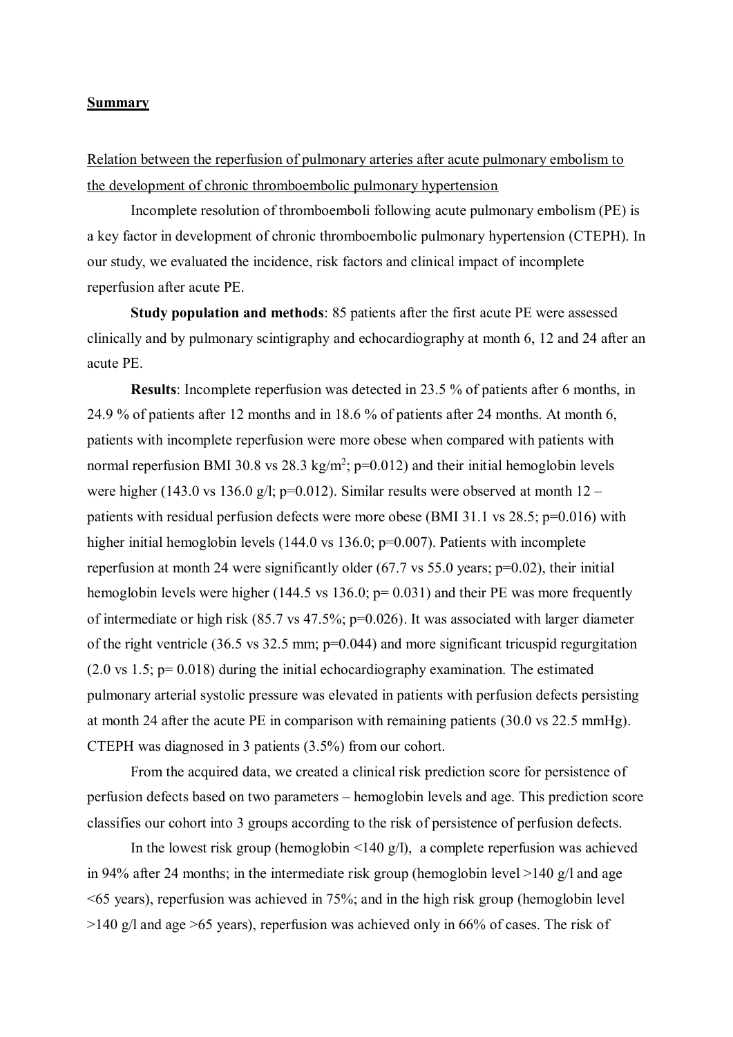## Summary

Relation between the reperfusion of pulmonary arteries after acute pulmonary embolism to the development of chronic thromboembolic pulmonary hypertension

Incomplete resolution of thromboemboli following acute pulmonary embolism (PE) is a key factor in development of chronic thromboembolic pulmonary hypertension (CTEPH). In our study, we evaluated the incidence, risk factors and clinical impact of incomplete reperfusion after acute PE.

**Study population and methods**: 85 patients after the first acute PE were assessed clinically and by pulmonary scintigraphy and echocardiography at month 6, 12 and 24 after an acute PE.

**Results**: Incomplete reperfusion was detected in 23.5 % of patients after 6 months, in 24.9 % of patients after 12 months and in 18.6 % of patients after 24 months. At month 6, patients with incomplete reperfusion were more obese when compared with patients with normal reperfusion BMI 30.8 vs 28.3 kg/m$^2$; p=0.012) and their initial hemoglobin levels were higher (143.0 vs 136.0 g/l; p=0.012). Similar results were observed at month 12 – patients with residual perfusion defects were more obese (BMI 31.1 vs 28.5; p=0.016) with higher initial hemoglobin levels (144.0 vs 136.0; p=0.007). Patients with incomplete reperfusion at month 24 were significantly older (67.7 vs 55.0 years; p=0.02), their initial hemoglobin levels were higher (144.5 vs 136.0; p= 0.031) and their PE was more frequently of intermediate or high risk (85.7 vs 47.5%; p=0.026). It was associated with larger diameter of the right ventricle (36.5 vs 32.5 mm; p=0.044) and more significant tricuspid regurgitation (2.0 vs 1.5; p= 0.018) during the initial echocardiography examination. The estimated pulmonary arterial systolic pressure was elevated in patients with perfusion defects persisting at month 24 after the acute PE in comparison with remaining patients (30.0 vs 22.5 mmHg). CTEPH was diagnosed in 3 patients (3.5%) from our cohort.

From the acquired data, we created a clinical risk prediction score for persistence of perfusion defects based on two parameters – hemoglobin levels and age. This prediction score classifies our cohort into 3 groups according to the risk of persistence of perfusion defects.

In the lowest risk group (hemoglobin <140 g/l), a complete reperfusion was achieved in 94% after 24 months; in the intermediate risk group (hemoglobin level >140 g/l and age <65 years), reperfusion was achieved in 75%; and in the high risk group (hemoglobin level >140 g/l and age >65 years), reperfusion was achieved only in 66% of cases. The risk of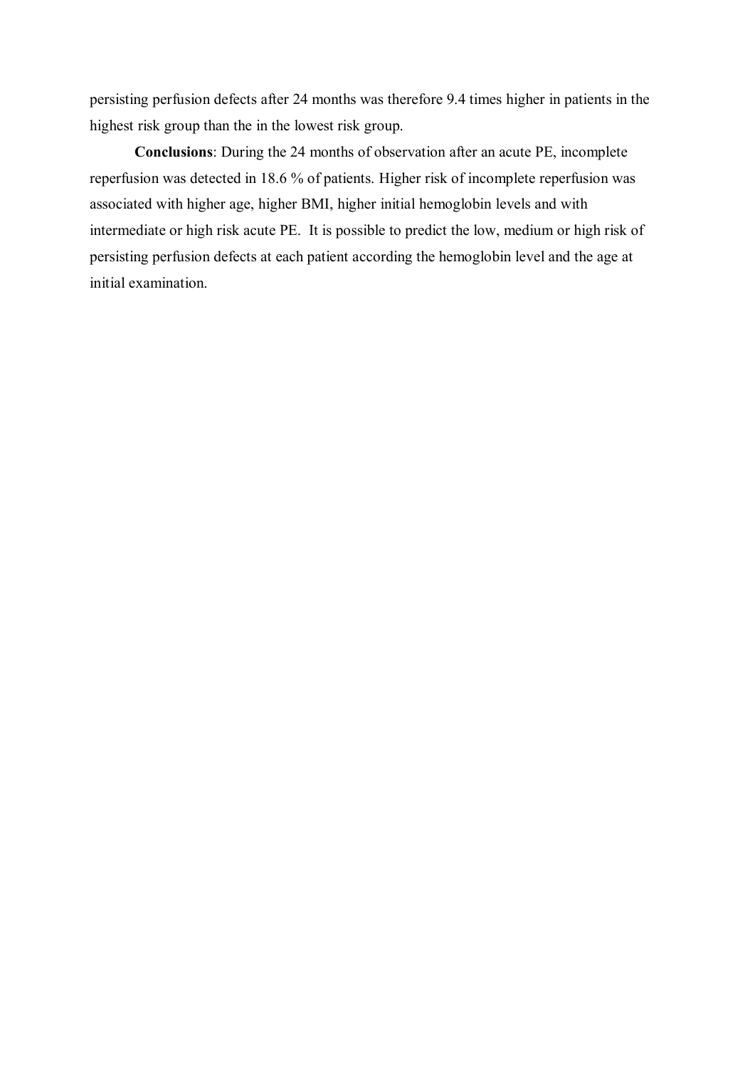persisting perfusion defects after 24 months was therefore 9.4 times higher in patients in the highest risk group than the in the lowest risk group.

**Conclusions**: During the 24 months of observation after an acute PE, incomplete reperfusion was detected in 18.6 % of patients. Higher risk of incomplete reperfusion was associated with higher age, higher BMI, higher initial hemoglobin levels and with intermediate or high risk acute PE. It is possible to predict the low, medium or high risk of persisting perfusion defects at each patient according the hemoglobin level and the age at initial examination.